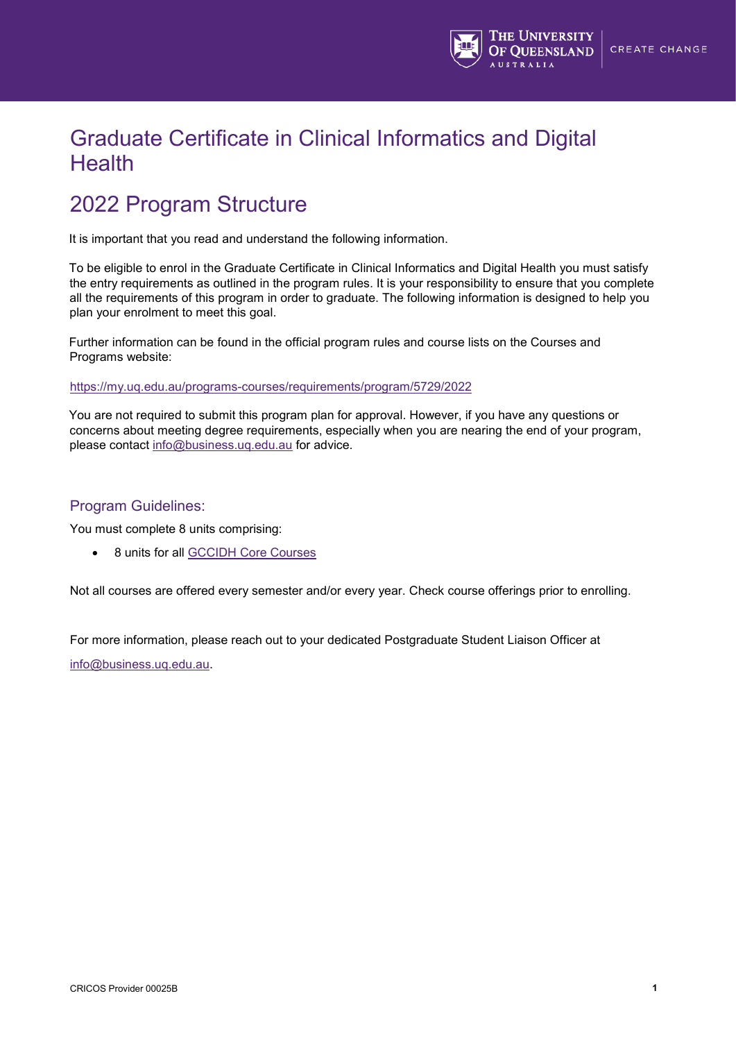# Graduate Certificate in Clinical Informatics and Digital Health

## 2022 Program Structure

It is important that you read and understand the following information.

To be eligible to enrol in the Graduate Certificate in Clinical Informatics and Digital Health you must satisfy the entry requirements as outlined in the program rules. It is your responsibility to ensure that you complete all the requirements of this program in order to graduate. The following information is designed to help you plan your enrolment to meet this goal.

Further information can be found in the official program rules and course lists on the Courses and Programs website:

https://my.uq.edu.au/programs-courses/requirements/program/5729/2022

You are not required to submit this program plan for approval. However, if you have any questions or concerns about meeting degree requirements, especially when you are nearing the end of your program, please contact info@business.uq.edu.au for advice.

### Program Guidelines:

You must complete 8 units comprising:

- 8 units for all GCCIDH Core Courses

Not all courses are offered every semester and/or every year. Check course offerings prior to enrolling.

For more information, please reach out to your dedicated Postgraduate Student Liaison Officer at info@business.uq.edu.au.

CRICOS Provider 00025B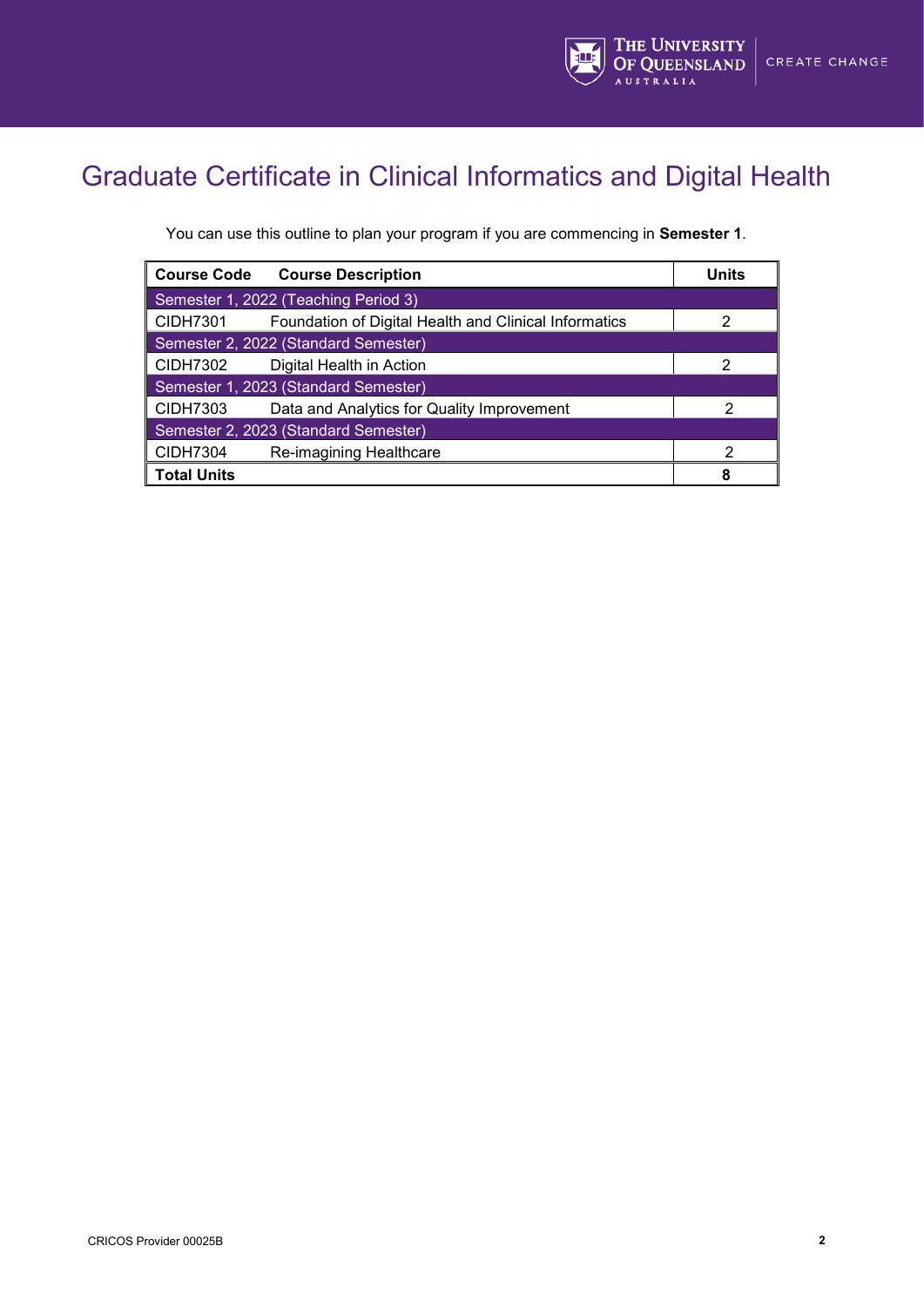# Graduate Certificate in Clinical Informatics and Digital Health

You can use this outline to plan your program if you are commencing in **Semester 1**.

| Course Code | Course Description | Units |
|---|---|---|
| Semester 1, 2022 (Teaching Period 3) | | |
| CIDH7301 | Foundation of Digital Health and Clinical Informatics | 2 |
| Semester 2, 2022 (Standard Semester) | | |
| CIDH7302 | Digital Health in Action | 2 |
| Semester 1, 2023 (Standard Semester) | | |
| CIDH7303 | Data and Analytics for Quality Improvement | 2 |
| Semester 2, 2023 (Standard Semester) | | |
| CIDH7304 | Re-imagining Healthcare | 2 |
| **Total Units** | | **8** |

CRICOS Provider 00025B